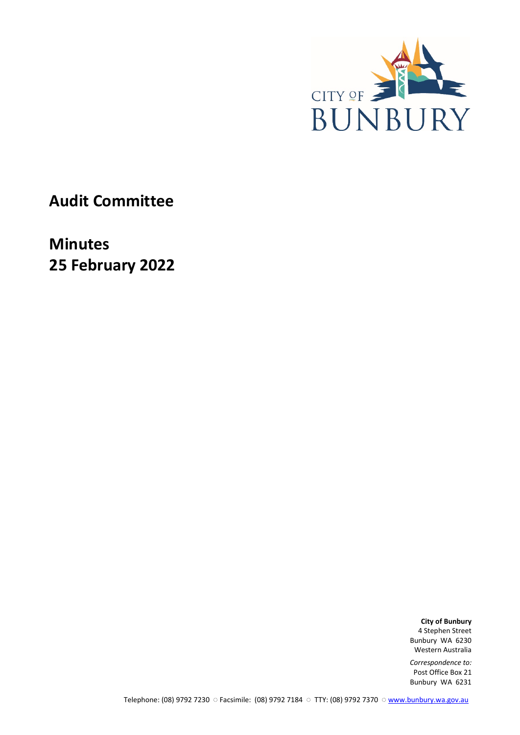CITY OF BUNBURY

# Audit Committee

# Minutes
# 25 February 2022

**City of Bunbury**
4 Stephen Street
Bunbury WA 6230
Western Australia

*Correspondence to:*
Post Office Box 21
Bunbury WA 6231

Telephone: (08) 9792 7230 ○ Facsimile: (08) 9792 7184 ○ TTY: (08) 9792 7370 ○ www.bunbury.wa.gov.au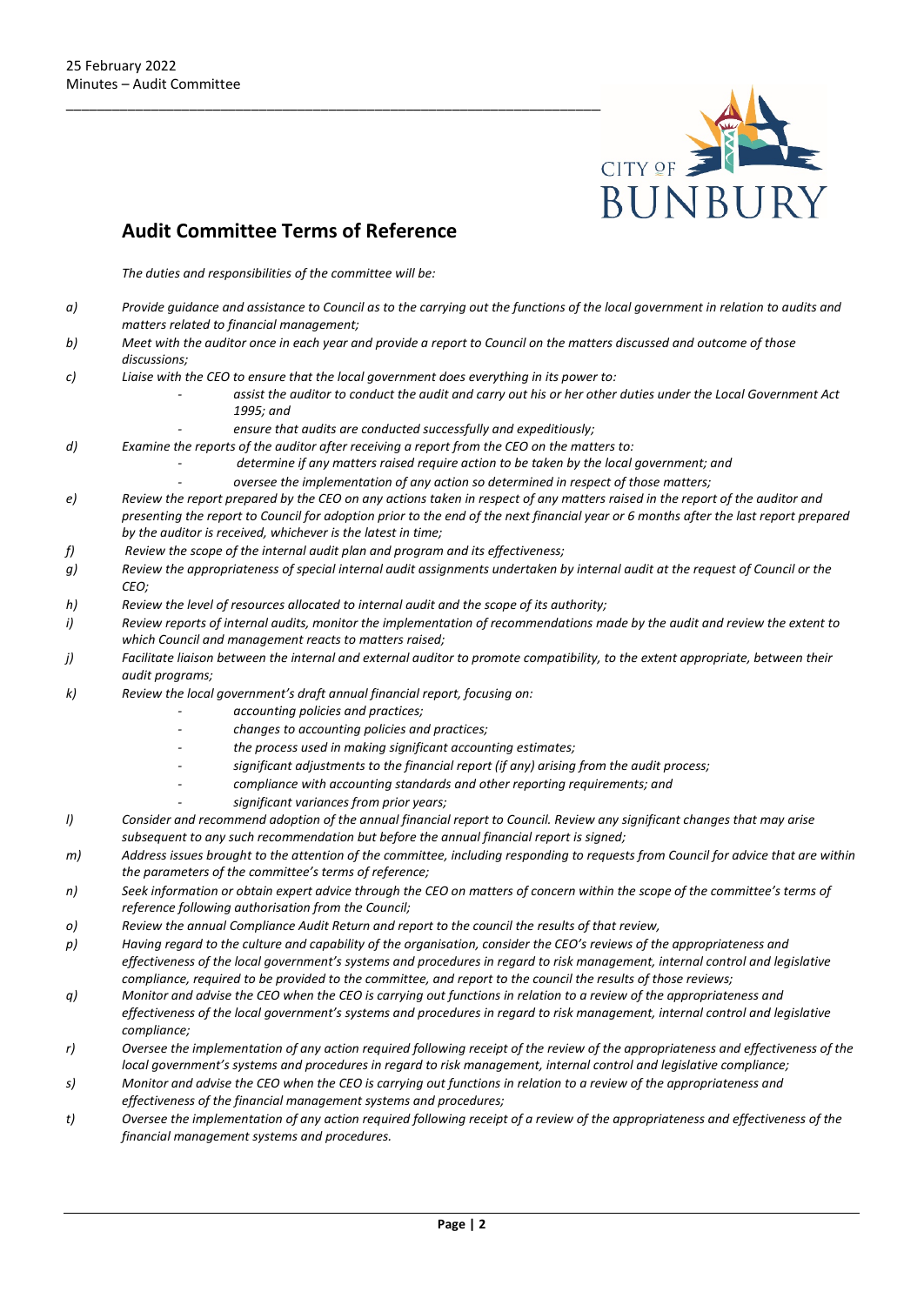## Audit Committee Terms of Reference

*The duties and responsibilities of the committee will be:*

a) *Provide guidance and assistance to Council as to the carrying out the functions of the local government in relation to audits and matters related to financial management;*

b) *Meet with the auditor once in each year and provide a report to Council on the matters discussed and outcome of those discussions;*

c) *Liaise with the CEO to ensure that the local government does everything in its power to:*
   - *assist the auditor to conduct the audit and carry out his or her other duties under the Local Government Act 1995; and*
   - *ensure that audits are conducted successfully and expeditiously;*

d) *Examine the reports of the auditor after receiving a report from the CEO on the matters to:*
   - *determine if any matters raised require action to be taken by the local government; and*
   - *oversee the implementation of any action so determined in respect of those matters;*

e) *Review the report prepared by the CEO on any actions taken in respect of any matters raised in the report of the auditor and presenting the report to Council for adoption prior to the end of the next financial year or 6 months after the last report prepared by the auditor is received, whichever is the latest in time;*

f) *Review the scope of the internal audit plan and program and its effectiveness;*

g) *Review the appropriateness of special internal audit assignments undertaken by internal audit at the request of Council or the CEO;*

h) *Review the level of resources allocated to internal audit and the scope of its authority;*

i) *Review reports of internal audits, monitor the implementation of recommendations made by the audit and review the extent to which Council and management reacts to matters raised;*

j) *Facilitate liaison between the internal and external auditor to promote compatibility, to the extent appropriate, between their audit programs;*

k) *Review the local government's draft annual financial report, focusing on:*
   - *accounting policies and practices;*
   - *changes to accounting policies and practices;*
   - *the process used in making significant accounting estimates;*
   - *significant adjustments to the financial report (if any) arising from the audit process;*
   - *compliance with accounting standards and other reporting requirements; and*
   - *significant variances from prior years;*

l) *Consider and recommend adoption of the annual financial report to Council. Review any significant changes that may arise subsequent to any such recommendation but before the annual financial report is signed;*

m) *Address issues brought to the attention of the committee, including responding to requests from Council for advice that are within the parameters of the committee's terms of reference;*

n) *Seek information or obtain expert advice through the CEO on matters of concern within the scope of the committee's terms of reference following authorisation from the Council;*

o) *Review the annual Compliance Audit Return and report to the council the results of that review,*

p) *Having regard to the culture and capability of the organisation, consider the CEO's reviews of the appropriateness and effectiveness of the local government's systems and procedures in regard to risk management, internal control and legislative compliance, required to be provided to the committee, and report to the council the results of those reviews;*

q) *Monitor and advise the CEO when the CEO is carrying out functions in relation to a review of the appropriateness and effectiveness of the local government's systems and procedures in regard to risk management, internal control and legislative compliance;*

r) *Oversee the implementation of any action required following receipt of the review of the appropriateness and effectiveness of the local government's systems and procedures in regard to risk management, internal control and legislative compliance;*

s) *Monitor and advise the CEO when the CEO is carrying out functions in relation to a review of the appropriateness and effectiveness of the financial management systems and procedures;*

t) *Oversee the implementation of any action required following receipt of a review of the appropriateness and effectiveness of the financial management systems and procedures.*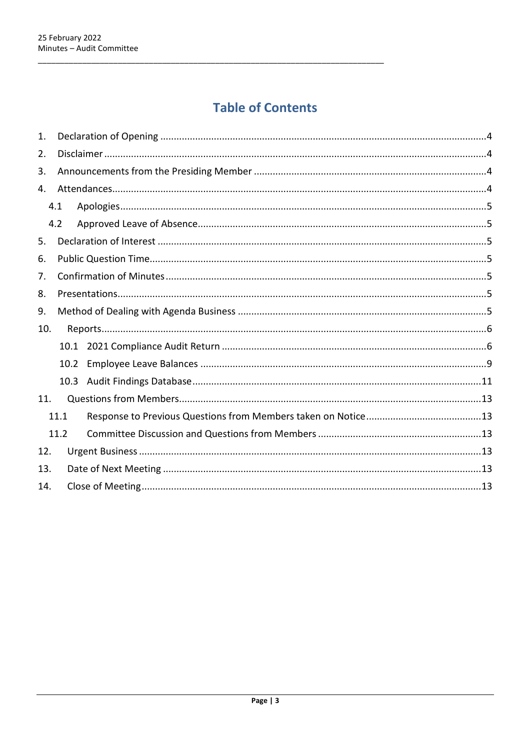# Table of Contents

1. Declaration of Opening ....................................................................................................4
2. Disclaimer ....................................................................................................4
3. Announcements from the Presiding Member ....................................................................................................4
4. Attendances ....................................................................................................4
   - 4.1 Apologies ....................................................................................................5
   - 4.2 Approved Leave of Absence ....................................................................................................5
5. Declaration of Interest ....................................................................................................5
6. Public Question Time ....................................................................................................5
7. Confirmation of Minutes ....................................................................................................5
8. Presentations ....................................................................................................5
9. Method of Dealing with Agenda Business ....................................................................................................5
10. Reports ....................................................................................................6
    - 10.1 2021 Compliance Audit Return ....................................................................................................6
    - 10.2 Employee Leave Balances ....................................................................................................9
    - 10.3 Audit Findings Database ....................................................................................................11
11. Questions from Members ....................................................................................................13
    - 11.1 Response to Previous Questions from Members taken on Notice ....................................................................................................13
    - 11.2 Committee Discussion and Questions from Members ....................................................................................................13
12. Urgent Business ....................................................................................................13
13. Date of Next Meeting ....................................................................................................13
14. Close of Meeting ....................................................................................................13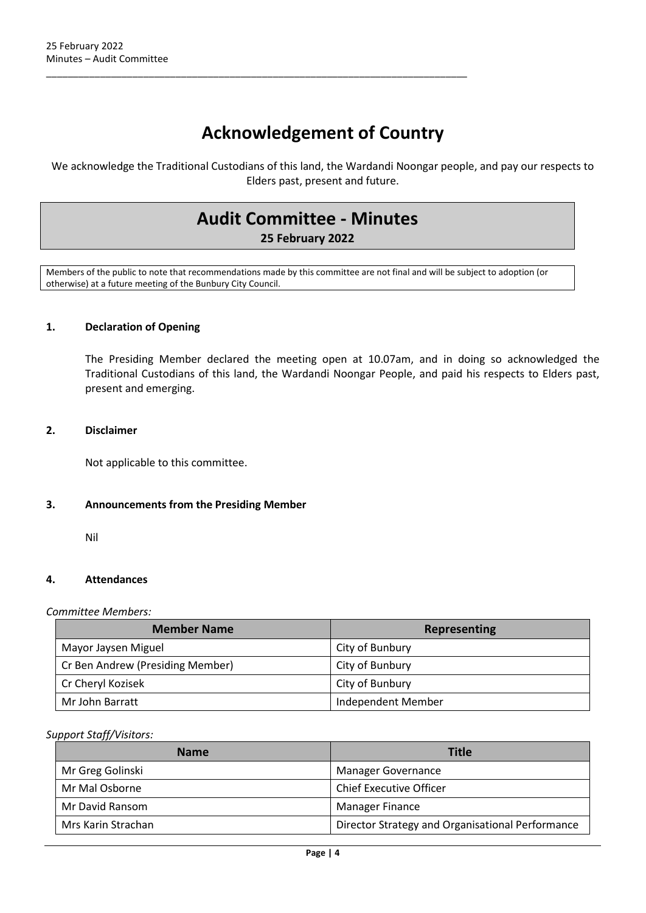# Acknowledgement of Country

We acknowledge the Traditional Custodians of this land, the Wardandi Noongar people, and pay our respects to Elders past, present and future.

# Audit Committee - Minutes

**25 February 2022**

Members of the public to note that recommendations made by this committee are not final and will be subject to adoption (or otherwise) at a future meeting of the Bunbury City Council.

### 1. Declaration of Opening

The Presiding Member declared the meeting open at 10.07am, and in doing so acknowledged the Traditional Custodians of this land, the Wardandi Noongar People, and paid his respects to Elders past, present and emerging.

### 2. Disclaimer

Not applicable to this committee.

### 3. Announcements from the Presiding Member

Nil

### 4. Attendances

*Committee Members:*

| Member Name | Representing |
|---|---|
| Mayor Jaysen Miguel | City of Bunbury |
| Cr Ben Andrew (Presiding Member) | City of Bunbury |
| Cr Cheryl Kozisek | City of Bunbury |
| Mr John Barratt | Independent Member |

*Support Staff/Visitors:*

| Name | Title |
|---|---|
| Mr Greg Golinski | Manager Governance |
| Mr Mal Osborne | Chief Executive Officer |
| Mr David Ransom | Manager Finance |
| Mrs Karin Strachan | Director Strategy and Organisational Performance |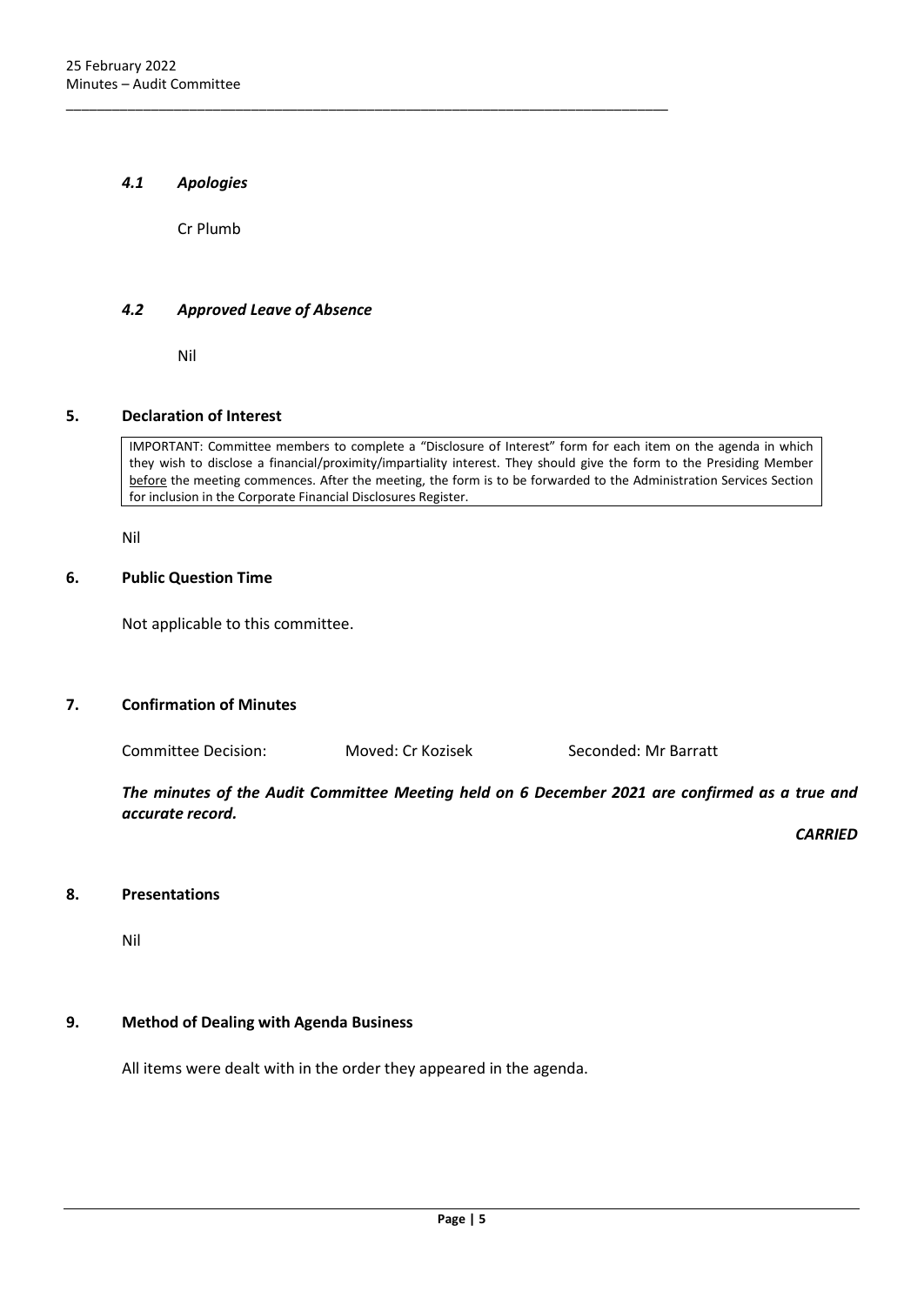### *4.1 Apologies*

Cr Plumb

### *4.2 Approved Leave of Absence*

Nil

## 5. Declaration of Interest

IMPORTANT: Committee members to complete a "Disclosure of Interest" form for each item on the agenda in which they wish to disclose a financial/proximity/impartiality interest. They should give the form to the Presiding Member before the meeting commences. After the meeting, the form is to be forwarded to the Administration Services Section for inclusion in the Corporate Financial Disclosures Register.

Nil

## 6. Public Question Time

Not applicable to this committee.

## 7. Confirmation of Minutes

Committee Decision: Moved: Cr Kozisek Seconded: Mr Barratt

***The minutes of the Audit Committee Meeting held on 6 December 2021 are confirmed as a true and accurate record.***

***CARRIED***

## 8. Presentations

Nil

## 9. Method of Dealing with Agenda Business

All items were dealt with in the order they appeared in the agenda.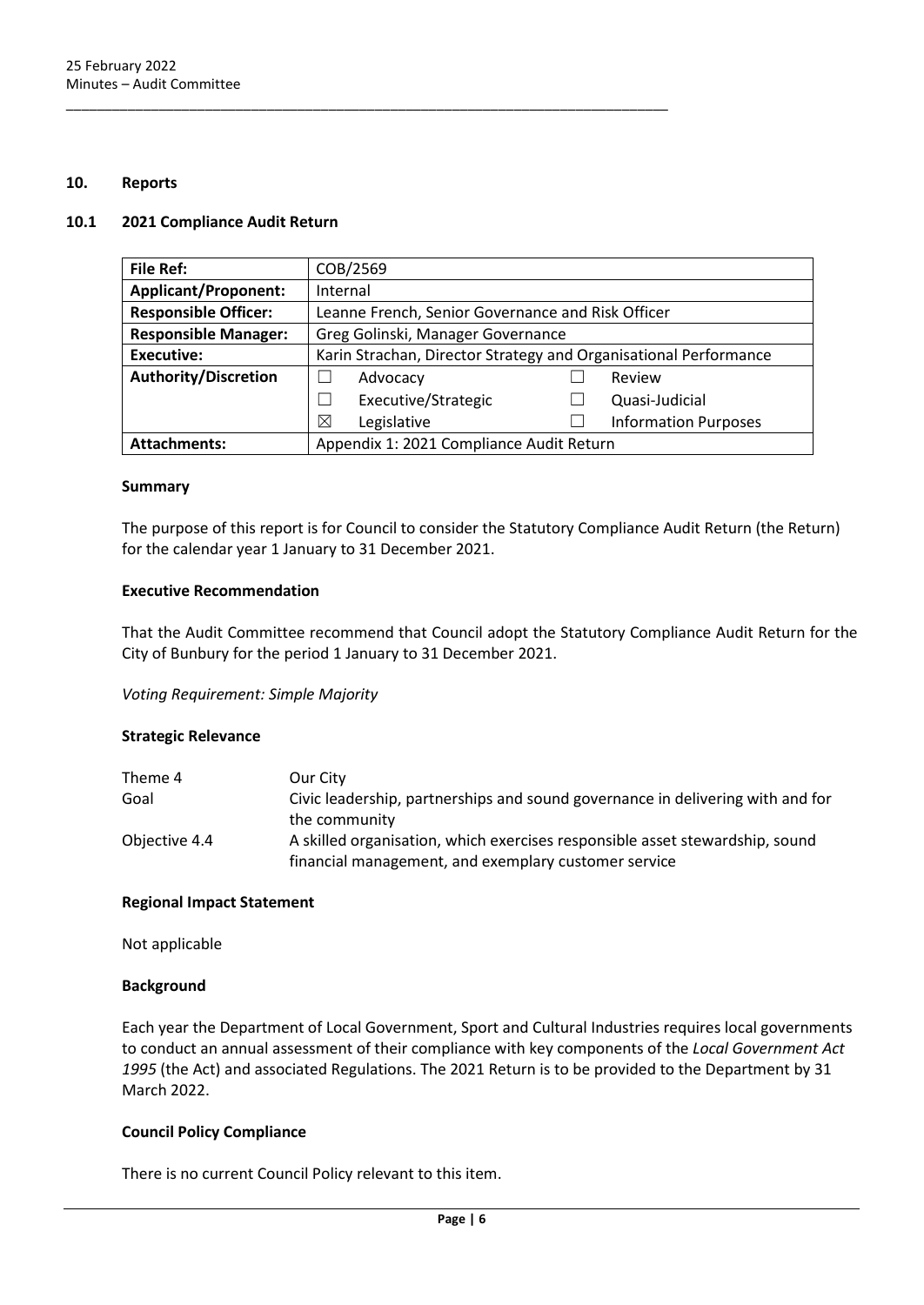## 10. Reports

### 10.1 2021 Compliance Audit Return

| | | | |
|---|---|---|---|
| **File Ref:** | COB/2569 | | |
| **Applicant/Proponent:** | Internal | | |
| **Responsible Officer:** | Leanne French, Senior Governance and Risk Officer | | |
| **Responsible Manager:** | Greg Golinski, Manager Governance | | |
| **Executive:** | Karin Strachan, Director Strategy and Organisational Performance | | |
| **Authority/Discretion** | ☐ Advocacy | ☐ Review | |
| | ☐ Executive/Strategic | ☐ Quasi-Judicial | |
| | ☒ Legislative | ☐ Information Purposes | |
| **Attachments:** | Appendix 1: 2021 Compliance Audit Return | | |

#### Summary

The purpose of this report is for Council to consider the Statutory Compliance Audit Return (the Return) for the calendar year 1 January to 31 December 2021.

#### Executive Recommendation

That the Audit Committee recommend that Council adopt the Statutory Compliance Audit Return for the City of Bunbury for the period 1 January to 31 December 2021.

*Voting Requirement: Simple Majority*

#### Strategic Relevance

| | |
|---|---|
| Theme 4 | Our City |
| Goal | Civic leadership, partnerships and sound governance in delivering with and for the community |
| Objective 4.4 | A skilled organisation, which exercises responsible asset stewardship, sound financial management, and exemplary customer service |

#### Regional Impact Statement

Not applicable

#### Background

Each year the Department of Local Government, Sport and Cultural Industries requires local governments to conduct an annual assessment of their compliance with key components of the *Local Government Act 1995* (the Act) and associated Regulations. The 2021 Return is to be provided to the Department by 31 March 2022.

#### Council Policy Compliance

There is no current Council Policy relevant to this item.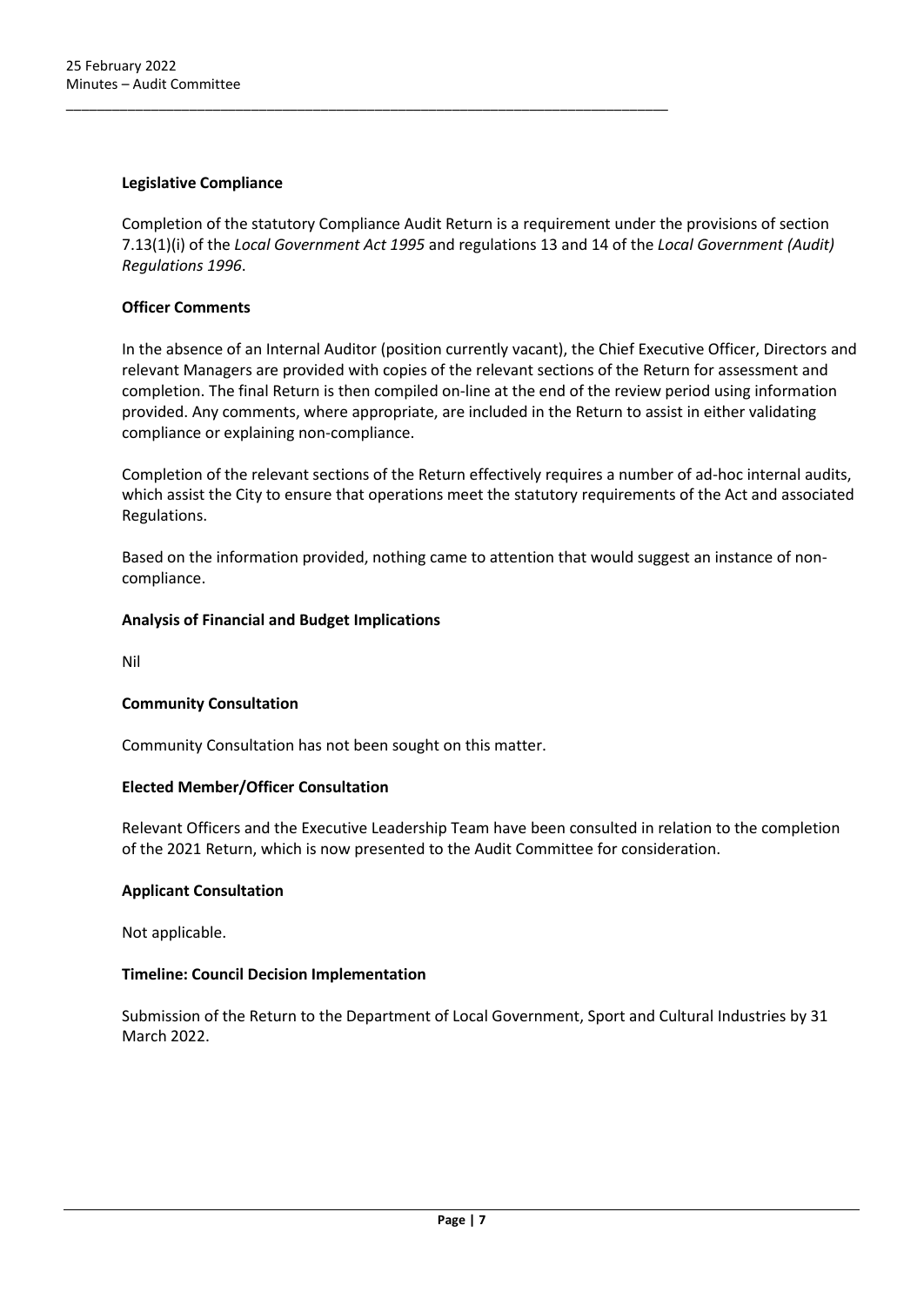**Legislative Compliance**

Completion of the statutory Compliance Audit Return is a requirement under the provisions of section 7.13(1)(i) of the *Local Government Act 1995* and regulations 13 and 14 of the *Local Government (Audit) Regulations 1996*.

**Officer Comments**

In the absence of an Internal Auditor (position currently vacant), the Chief Executive Officer, Directors and relevant Managers are provided with copies of the relevant sections of the Return for assessment and completion. The final Return is then compiled on-line at the end of the review period using information provided. Any comments, where appropriate, are included in the Return to assist in either validating compliance or explaining non-compliance.

Completion of the relevant sections of the Return effectively requires a number of ad-hoc internal audits, which assist the City to ensure that operations meet the statutory requirements of the Act and associated Regulations.

Based on the information provided, nothing came to attention that would suggest an instance of non-compliance.

**Analysis of Financial and Budget Implications**

Nil

**Community Consultation**

Community Consultation has not been sought on this matter.

**Elected Member/Officer Consultation**

Relevant Officers and the Executive Leadership Team have been consulted in relation to the completion of the 2021 Return, which is now presented to the Audit Committee for consideration.

**Applicant Consultation**

Not applicable.

**Timeline: Council Decision Implementation**

Submission of the Return to the Department of Local Government, Sport and Cultural Industries by 31 March 2022.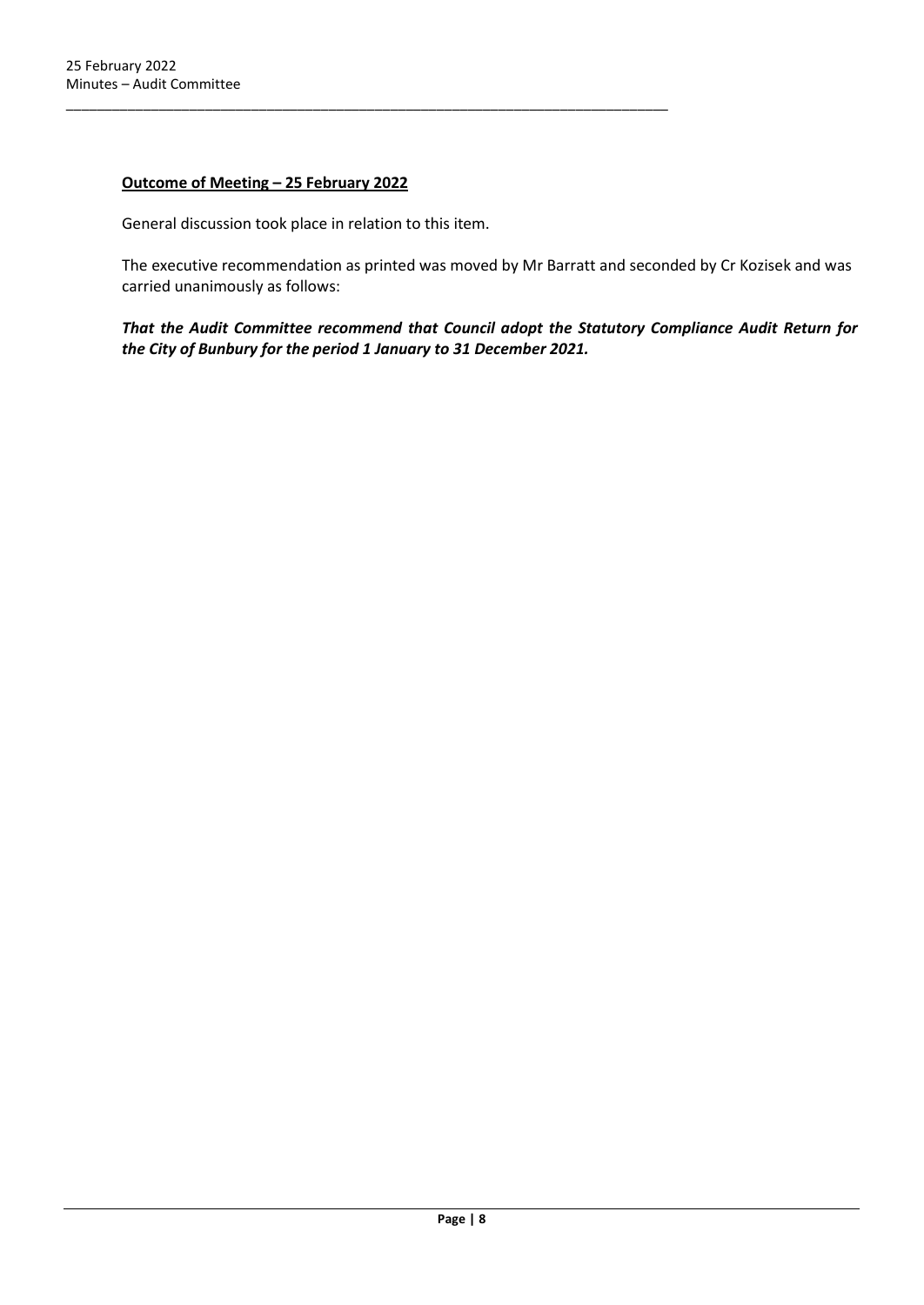**<u>Outcome of Meeting – 25 February 2022</u>**

General discussion took place in relation to this item.

The executive recommendation as printed was moved by Mr Barratt and seconded by Cr Kozisek and was carried unanimously as follows:

***That the Audit Committee recommend that Council adopt the Statutory Compliance Audit Return for the City of Bunbury for the period 1 January to 31 December 2021.***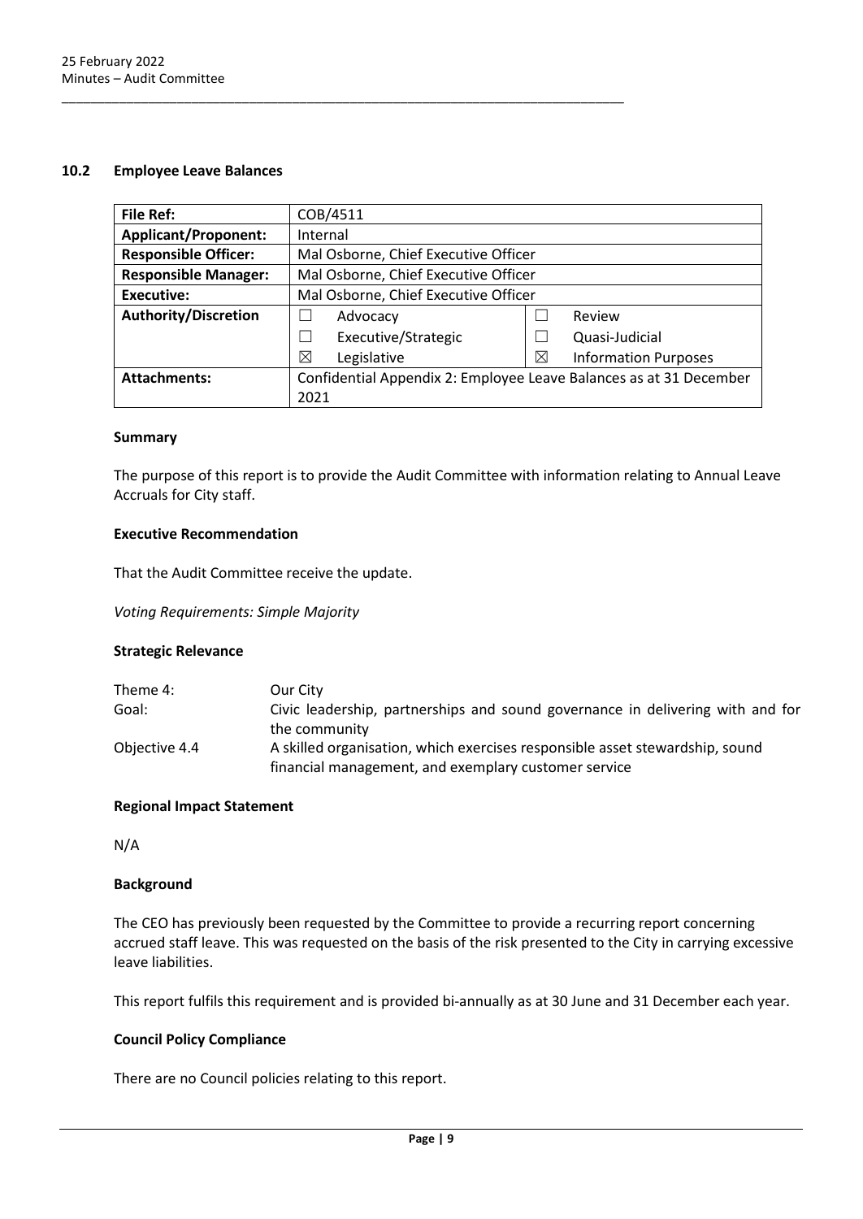## 10.2 Employee Leave Balances

| | | | |
|---|---|---|---|
| **File Ref:** | COB/4511 | | |
| **Applicant/Proponent:** | Internal | | |
| **Responsible Officer:** | Mal Osborne, Chief Executive Officer | | |
| **Responsible Manager:** | Mal Osborne, Chief Executive Officer | | |
| **Executive:** | Mal Osborne, Chief Executive Officer | | |
| **Authority/Discretion** | ☐ Advocacy | ☐ Review | |
| | ☐ Executive/Strategic | ☐ Quasi-Judicial | |
| | ☒ Legislative | ☒ Information Purposes | |
| **Attachments:** | Confidential Appendix 2: Employee Leave Balances as at 31 December 2021 | | |

### Summary

The purpose of this report is to provide the Audit Committee with information relating to Annual Leave Accruals for City staff.

### Executive Recommendation

That the Audit Committee receive the update.

*Voting Requirements: Simple Majority*

### Strategic Relevance

| | |
|---|---|
| Theme 4: | Our City |
| Goal: | Civic leadership, partnerships and sound governance in delivering with and for the community |
| Objective 4.4 | A skilled organisation, which exercises responsible asset stewardship, sound financial management, and exemplary customer service |

### Regional Impact Statement

N/A

### Background

The CEO has previously been requested by the Committee to provide a recurring report concerning accrued staff leave. This was requested on the basis of the risk presented to the City in carrying excessive leave liabilities.

This report fulfils this requirement and is provided bi-annually as at 30 June and 31 December each year.

### Council Policy Compliance

There are no Council policies relating to this report.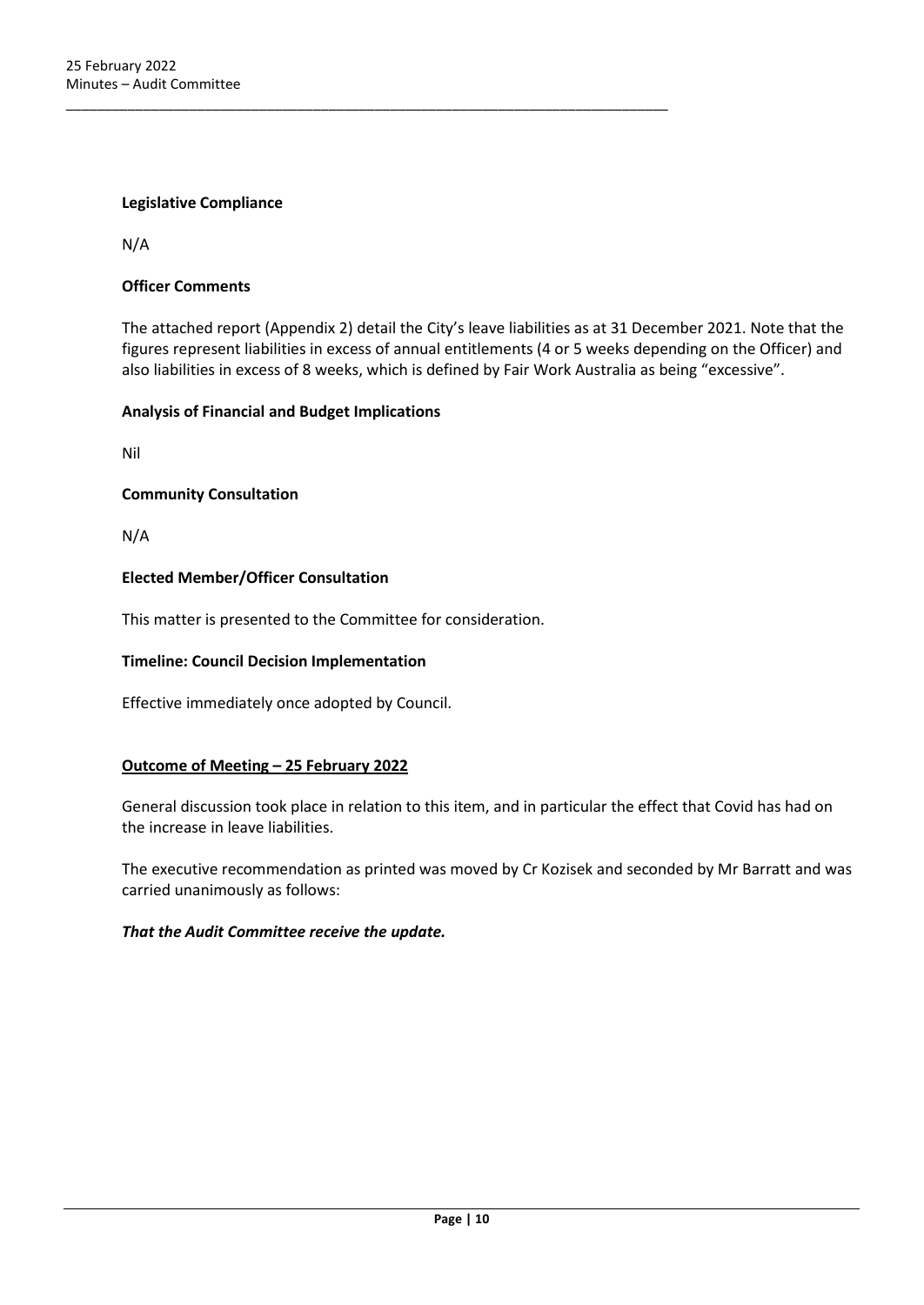### Legislative Compliance

N/A

### Officer Comments

The attached report (Appendix 2) detail the City's leave liabilities as at 31 December 2021. Note that the figures represent liabilities in excess of annual entitlements (4 or 5 weeks depending on the Officer) and also liabilities in excess of 8 weeks, which is defined by Fair Work Australia as being "excessive".

### Analysis of Financial and Budget Implications

Nil

### Community Consultation

N/A

### Elected Member/Officer Consultation

This matter is presented to the Committee for consideration.

### Timeline: Council Decision Implementation

Effective immediately once adopted by Council.

### Outcome of Meeting – 25 February 2022

General discussion took place in relation to this item, and in particular the effect that Covid has had on the increase in leave liabilities.

The executive recommendation as printed was moved by Cr Kozisek and seconded by Mr Barratt and was carried unanimously as follows:

***That the Audit Committee receive the update.***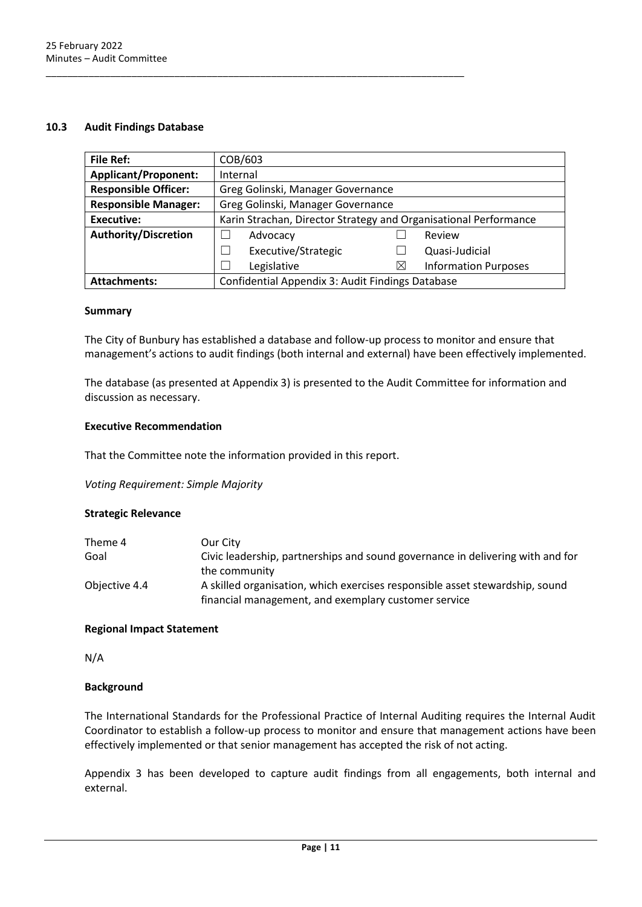### 10.3 Audit Findings Database

| | | | |
|---|---|---|---|
| **File Ref:** | COB/603 | | |
| **Applicant/Proponent:** | Internal | | |
| **Responsible Officer:** | Greg Golinski, Manager Governance | | |
| **Responsible Manager:** | Greg Golinski, Manager Governance | | |
| **Executive:** | Karin Strachan, Director Strategy and Organisational Performance | | |
| **Authority/Discretion** | ☐ Advocacy | ☐ Review | |
| | ☐ Executive/Strategic | ☐ Quasi-Judicial | |
| | ☐ Legislative | ☒ Information Purposes | |
| **Attachments:** | Confidential Appendix 3: Audit Findings Database | | |

**Summary**

The City of Bunbury has established a database and follow-up process to monitor and ensure that management's actions to audit findings (both internal and external) have been effectively implemented.

The database (as presented at Appendix 3) is presented to the Audit Committee for information and discussion as necessary.

**Executive Recommendation**

That the Committee note the information provided in this report.

*Voting Requirement: Simple Majority*

**Strategic Relevance**

| | |
|---|---|
| Theme 4 | Our City |
| Goal | Civic leadership, partnerships and sound governance in delivering with and for the community |
| Objective 4.4 | A skilled organisation, which exercises responsible asset stewardship, sound financial management, and exemplary customer service |

**Regional Impact Statement**

N/A

**Background**

The International Standards for the Professional Practice of Internal Auditing requires the Internal Audit Coordinator to establish a follow-up process to monitor and ensure that management actions have been effectively implemented or that senior management has accepted the risk of not acting.

Appendix 3 has been developed to capture audit findings from all engagements, both internal and external.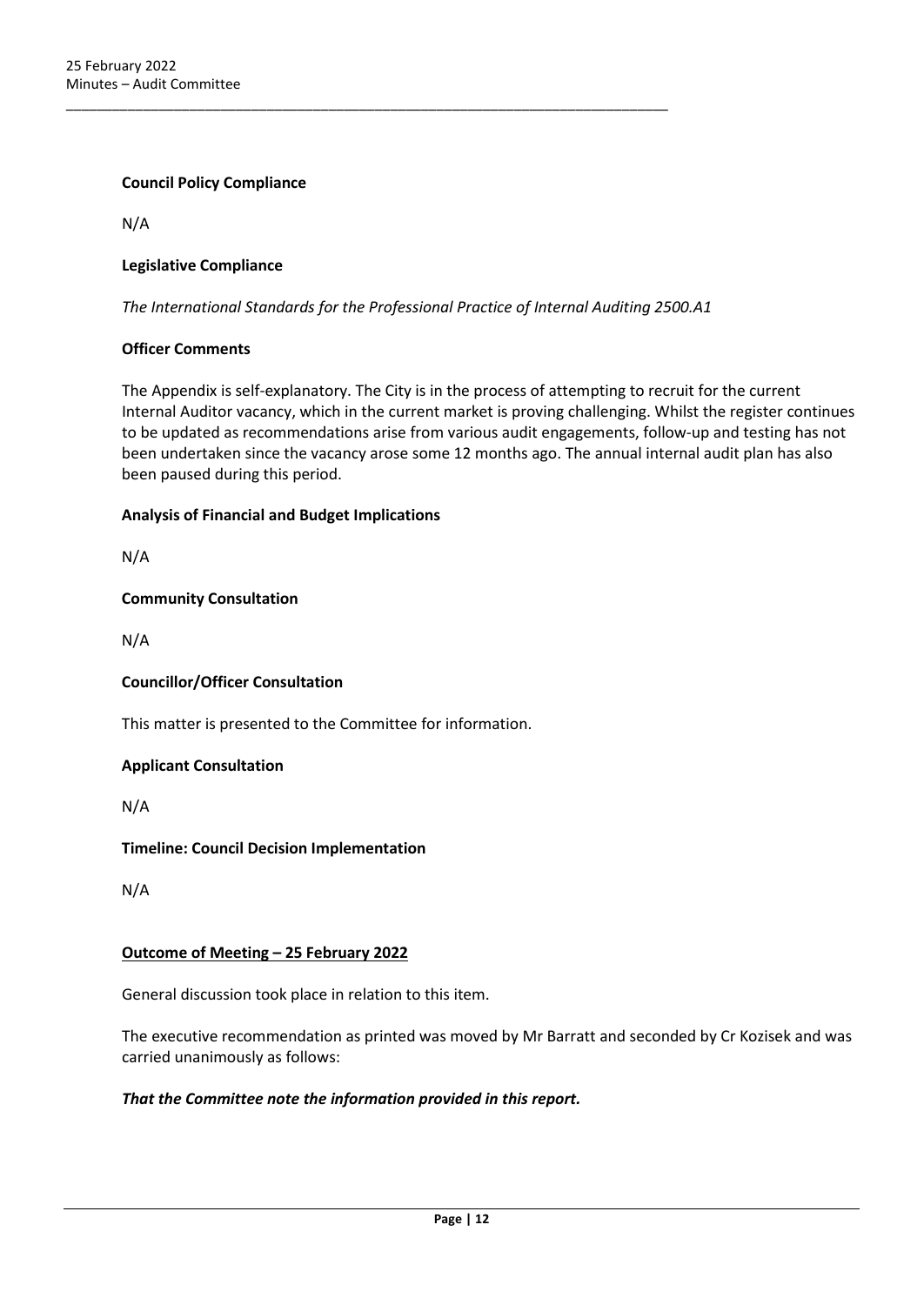**Council Policy Compliance**

N/A

**Legislative Compliance**

*The International Standards for the Professional Practice of Internal Auditing 2500.A1*

**Officer Comments**

The Appendix is self-explanatory. The City is in the process of attempting to recruit for the current Internal Auditor vacancy, which in the current market is proving challenging. Whilst the register continues to be updated as recommendations arise from various audit engagements, follow-up and testing has not been undertaken since the vacancy arose some 12 months ago. The annual internal audit plan has also been paused during this period.

**Analysis of Financial and Budget Implications**

N/A

**Community Consultation**

N/A

**Councillor/Officer Consultation**

This matter is presented to the Committee for information.

**Applicant Consultation**

N/A

**Timeline: Council Decision Implementation**

N/A

**Outcome of Meeting – 25 February 2022**

General discussion took place in relation to this item.

The executive recommendation as printed was moved by Mr Barratt and seconded by Cr Kozisek and was carried unanimously as follows:

***That the Committee note the information provided in this report.***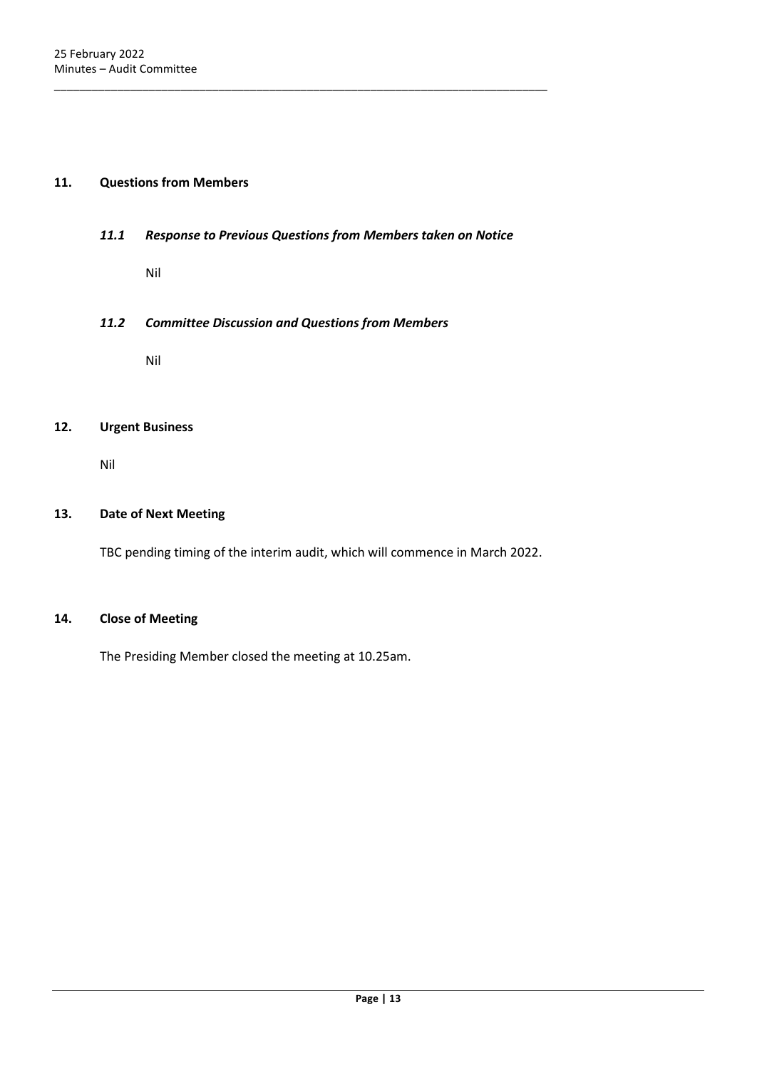## 11. Questions from Members

### *11.1 Response to Previous Questions from Members taken on Notice*

Nil

### *11.2 Committee Discussion and Questions from Members*

Nil

## 12. Urgent Business

Nil

## 13. Date of Next Meeting

TBC pending timing of the interim audit, which will commence in March 2022.

## 14. Close of Meeting

The Presiding Member closed the meeting at 10.25am.